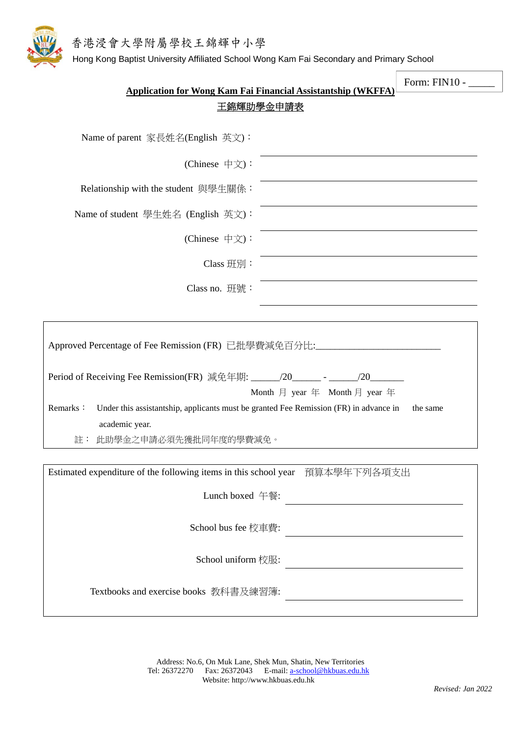香港浸會大學附屬學校王錦輝中小學

Hong Kong Baptist University Affiliated School Wong Kam Fai Secondary and Primary School

Form: FIN10 - _____

## Application for Wong Kam Fai Financial Assistantship (WKFFA)

## 王錦輝助學金申請表

Name of parent 家長姓名(English 英文)：______________________________

(Chinese 中文)：______________________________

Relationship with the student 與學生關係：______________________________

Name of student 學生姓名 (English 英文)：______________________________

(Chinese 中文)：______________________________

Class 班別：______________________________

Class no. 班號：______________________________

---

Approved Percentage of Fee Remission (FR) 已批學費減免百分比:_________________________

Period of Receiving Fee Remission(FR) 減免年期: ______/20______ - ______/20_______

Month 月 year 年 Month 月 year 年

Remarks： Under this assistantship, applicants must be granted Fee Remission (FR) in advance in the same academic year.

註： 此助學金之申請必須先獲批同年度的學費減免。

---

Estimated expenditure of the following items in this school year 預算本學年下列各項支出

Lunch boxed 午餐: ______________________________

School bus fee 校車費: ______________________________

School uniform 校服: ______________________________

Textbooks and exercise books 教科書及練習簿: ______________________________

---

Address: No.6, On Muk Lane, Shek Mun, Shatin, New Territories

Tel: 26372270 Fax: 26372043 E-mail: a-school@hkbuas.edu.hk

Website: http://www.hkbuas.edu.hk

*Revised: Jan 2022*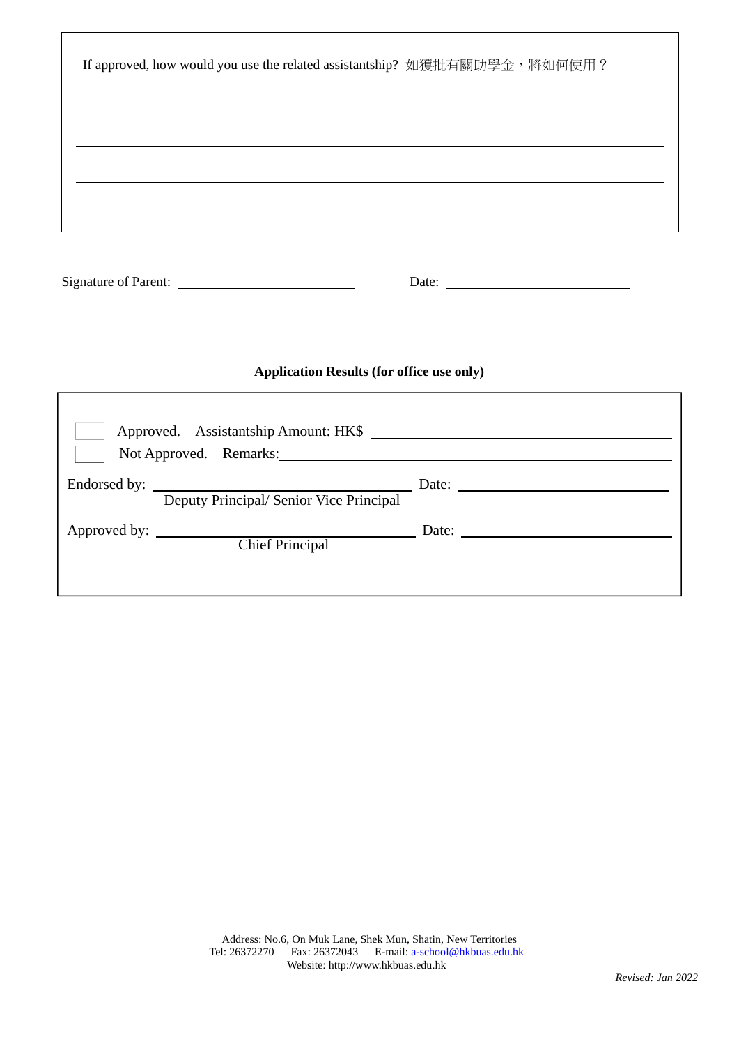If approved, how would you use the related assistantship? 如獲批有關助學金，將如何使用？

\_\_\_\_\_\_\_\_\_\_\_\_\_\_\_\_\_\_\_\_\_\_\_\_\_\_\_\_\_\_\_\_\_\_\_\_\_\_\_\_\_\_\_\_\_\_\_\_\_\_\_\_\_\_\_\_\_\_\_\_\_\_\_\_\_\_

\_\_\_\_\_\_\_\_\_\_\_\_\_\_\_\_\_\_\_\_\_\_\_\_\_\_\_\_\_\_\_\_\_\_\_\_\_\_\_\_\_\_\_\_\_\_\_\_\_\_\_\_\_\_\_\_\_\_\_\_\_\_\_\_\_\_

\_\_\_\_\_\_\_\_\_\_\_\_\_\_\_\_\_\_\_\_\_\_\_\_\_\_\_\_\_\_\_\_\_\_\_\_\_\_\_\_\_\_\_\_\_\_\_\_\_\_\_\_\_\_\_\_\_\_\_\_\_\_\_\_\_\_

\_\_\_\_\_\_\_\_\_\_\_\_\_\_\_\_\_\_\_\_\_\_\_\_\_\_\_\_\_\_\_\_\_\_\_\_\_\_\_\_\_\_\_\_\_\_\_\_\_\_\_\_\_\_\_\_\_\_\_\_\_\_\_\_\_\_

Signature of Parent: \_\_\_\_\_\_\_\_\_\_\_\_\_\_\_\_\_\_\_\_\_\_\_\_ Date: \_\_\_\_\_\_\_\_\_\_\_\_\_\_\_\_\_\_\_\_\_\_\_\_

**Application Results (for office use only)**

☐ Approved. Assistantship Amount: HK$ \_\_\_\_\_\_\_\_\_\_\_\_\_\_\_\_\_\_\_\_\_\_\_\_

☐ Not Approved. Remarks: \_\_\_\_\_\_\_\_\_\_\_\_\_\_\_\_\_\_\_\_\_\_\_\_

Endorsed by: \_\_\_\_\_\_\_\_\_\_\_\_\_\_\_\_\_\_\_\_\_\_\_\_ Date: \_\_\_\_\_\_\_\_\_\_\_\_\_\_\_\_\_\_\_\_\_\_\_\_
Deputy Principal/ Senior Vice Principal

Approved by: \_\_\_\_\_\_\_\_\_\_\_\_\_\_\_\_\_\_\_\_\_\_\_\_ Date: \_\_\_\_\_\_\_\_\_\_\_\_\_\_\_\_\_\_\_\_\_\_\_\_
Chief Principal

Address: No.6, On Muk Lane, Shek Mun, Shatin, New Territories
Tel: 26372270 Fax: 26372043 E-mail: a-school@hkbuas.edu.hk
Website: http://www.hkbuas.edu.hk

*Revised: Jan 2022*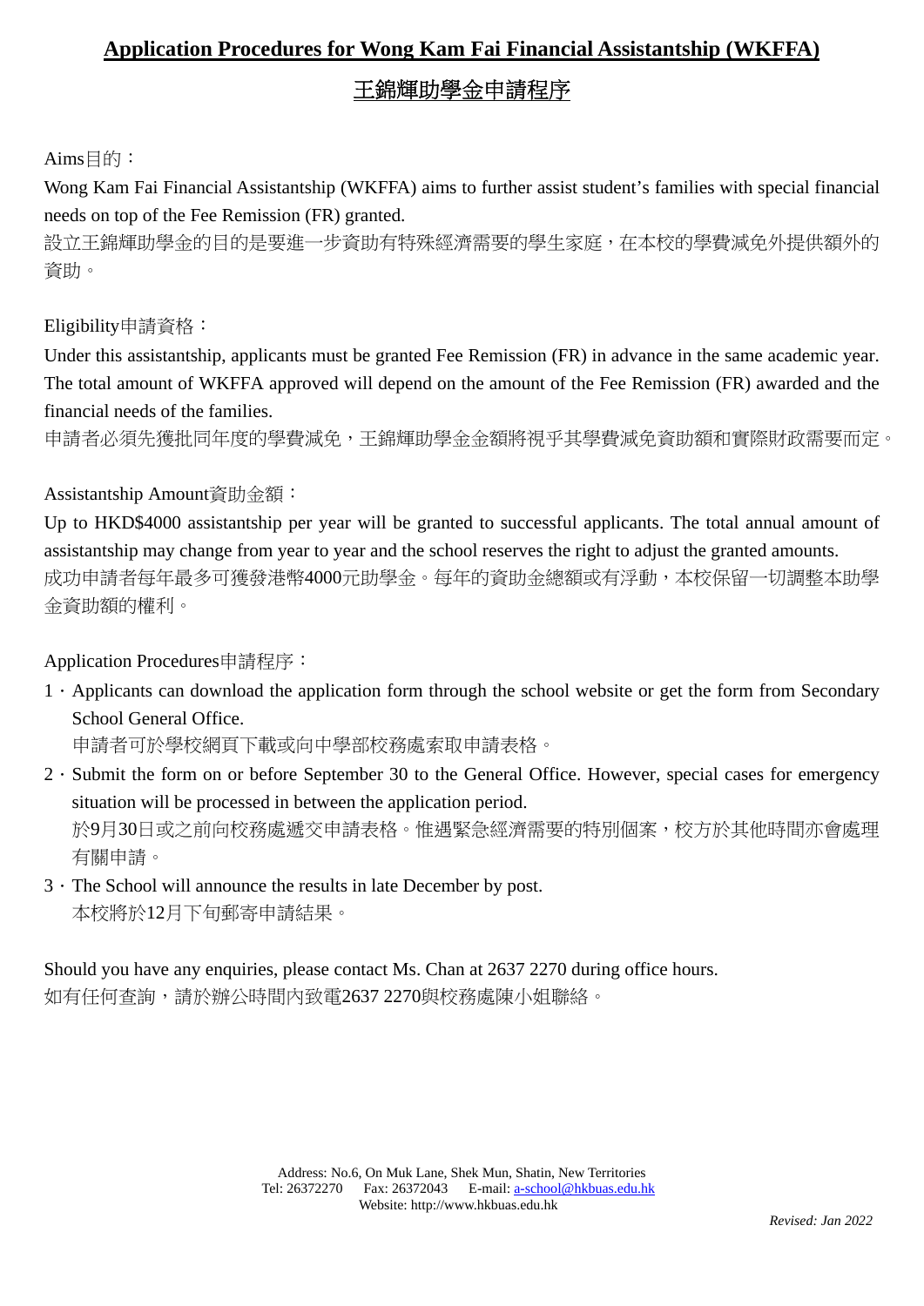# Application Procedures for Wong Kam Fai Financial Assistantship (WKFFA)

# 王錦輝助學金申請程序

Aims目的：

Wong Kam Fai Financial Assistantship (WKFFA) aims to further assist student's families with special financial needs on top of the Fee Remission (FR) granted.

設立王錦輝助學金的目的是要進一步資助有特殊經濟需要的學生家庭，在本校的學費減免外提供額外的資助。

Eligibility申請資格：

Under this assistantship, applicants must be granted Fee Remission (FR) in advance in the same academic year. The total amount of WKFFA approved will depend on the amount of the Fee Remission (FR) awarded and the financial needs of the families.

申請者必須先獲批同年度的學費減免，王錦輝助學金金額將視乎其學費減免資助額和實際財政需要而定。

Assistantship Amount資助金額：

Up to HKD$4000 assistantship per year will be granted to successful applicants. The total annual amount of assistantship may change from year to year and the school reserves the right to adjust the granted amounts.

成功申請者每年最多可獲發港幣4000元助學金。每年的資助金總額或有浮動，本校保留一切調整本助學金資助額的權利。

Application Procedures申請程序：

1. Applicants can download the application form through the school website or get the form from Secondary School General Office.
   申請者可於學校網頁下載或向中學部校務處索取申請表格。
2. Submit the form on or before September 30 to the General Office. However, special cases for emergency situation will be processed in between the application period.
   於9月30日或之前向校務處遞交申請表格。惟遇緊急經濟需要的特別個案，校方於其他時間亦會處理有關申請。
3. The School will announce the results in late December by post.
   本校將於12月下旬郵寄申請結果。

Should you have any enquiries, please contact Ms. Chan at 2637 2270 during office hours.

如有任何查詢，請於辦公時間內致電2637 2270與校務處陳小姐聯絡。

Address: No.6, On Muk Lane, Shek Mun, Shatin, New Territories
Tel: 26372270 Fax: 26372043 E-mail: a-school@hkbuas.edu.hk
Website: http://www.hkbuas.edu.hk

*Revised: Jan 2022*